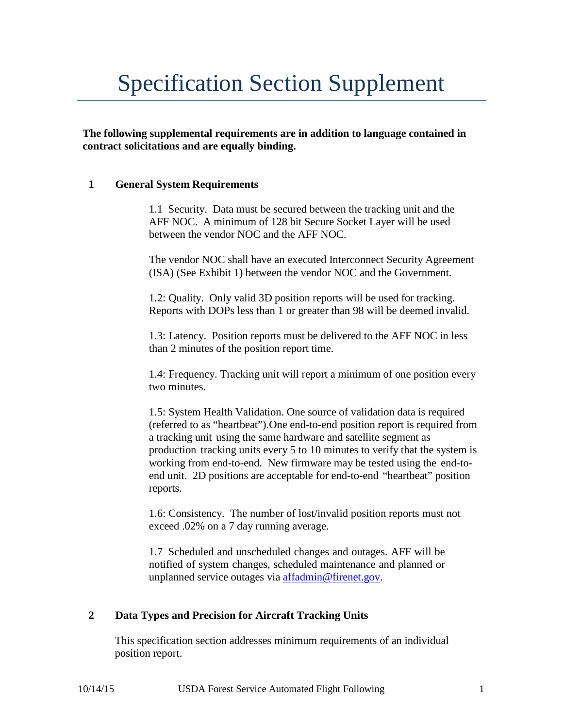# Specification Section Supplement

**The following supplemental requirements are in addition to language contained in contract solicitations and are equally binding.**

## 1 General System Requirements

1.1 Security. Data must be secured between the tracking unit and the AFF NOC. A minimum of 128 bit Secure Socket Layer will be used between the vendor NOC and the AFF NOC.

The vendor NOC shall have an executed Interconnect Security Agreement (ISA) (See Exhibit 1) between the vendor NOC and the Government.

1.2: Quality. Only valid 3D position reports will be used for tracking. Reports with DOPs less than 1 or greater than 98 will be deemed invalid.

1.3: Latency. Position reports must be delivered to the AFF NOC in less than 2 minutes of the position report time.

1.4: Frequency. Tracking unit will report a minimum of one position every two minutes.

1.5: System Health Validation. One source of validation data is required (referred to as "heartbeat").One end-to-end position report is required from a tracking unit using the same hardware and satellite segment as production tracking units every 5 to 10 minutes to verify that the system is working from end-to-end. New firmware may be tested using the end-to-end unit. 2D positions are acceptable for end-to-end "heartbeat" position reports.

1.6: Consistency. The number of lost/invalid position reports must not exceed .02% on a 7 day running average.

1.7 Scheduled and unscheduled changes and outages. AFF will be notified of system changes, scheduled maintenance and planned or unplanned service outages via affadmin@firenet.gov.

## 2 Data Types and Precision for Aircraft Tracking Units

This specification section addresses minimum requirements of an individual position report.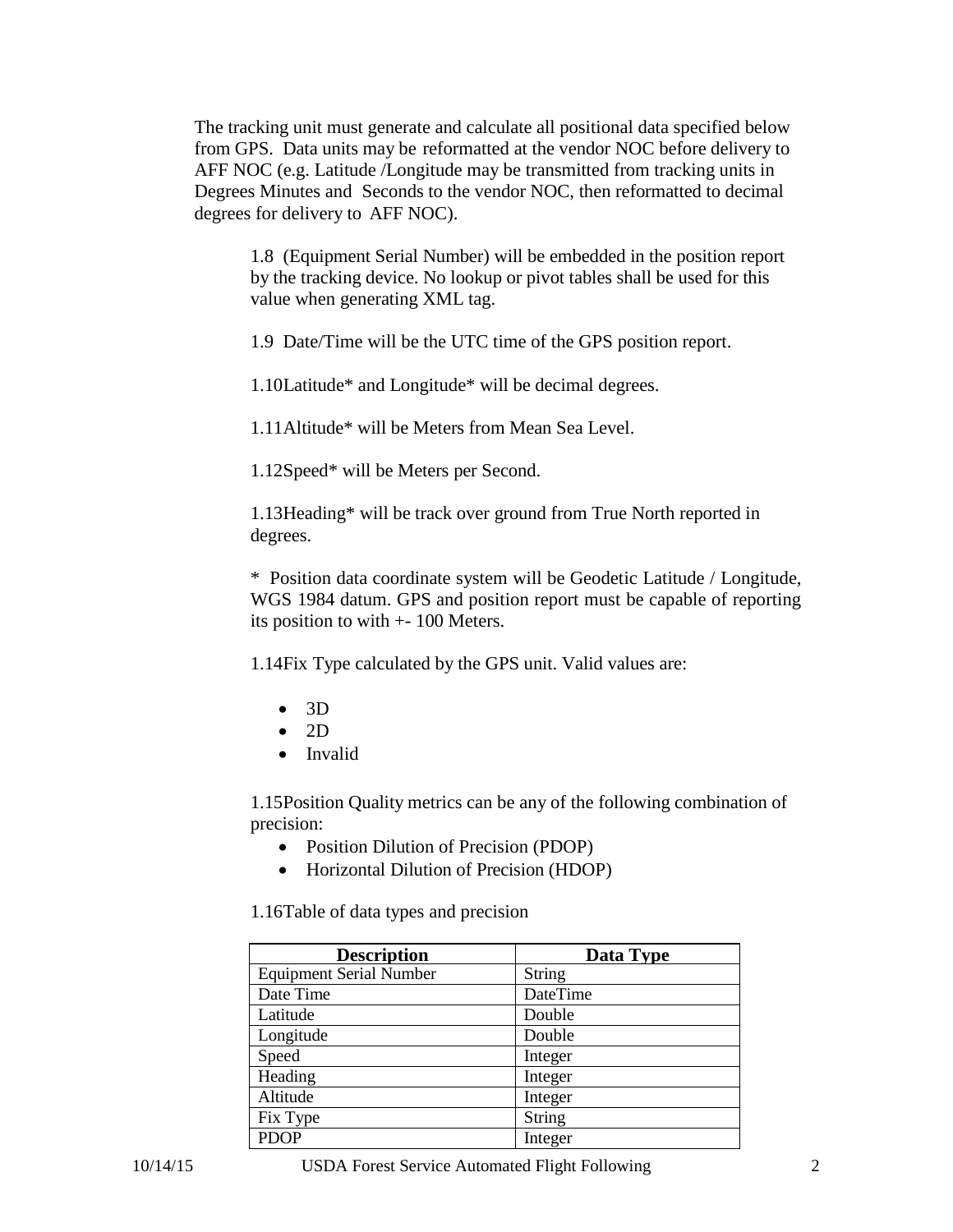The tracking unit must generate and calculate all positional data specified below from GPS. Data units may be reformatted at the vendor NOC before delivery to AFF NOC (e.g. Latitude /Longitude may be transmitted from tracking units in Degrees Minutes and Seconds to the vendor NOC, then reformatted to decimal degrees for delivery to AFF NOC).

1.8 (Equipment Serial Number) will be embedded in the position report by the tracking device. No lookup or pivot tables shall be used for this value when generating XML tag.

1.9 Date/Time will be the UTC time of the GPS position report.

1.10 Latitude* and Longitude* will be decimal degrees.

1.11 Altitude* will be Meters from Mean Sea Level.

1.12 Speed* will be Meters per Second.

1.13 Heading* will be track over ground from True North reported in degrees.

* Position data coordinate system will be Geodetic Latitude / Longitude, WGS 1984 datum. GPS and position report must be capable of reporting its position to with +- 100 Meters.

1.14 Fix Type calculated by the GPS unit. Valid values are:

- 3D
- 2D
- Invalid

1.15 Position Quality metrics can be any of the following combination of precision:

- Position Dilution of Precision (PDOP)
- Horizontal Dilution of Precision (HDOP)

1.16 Table of data types and precision

| Description | Data Type |
|---|---|
| Equipment Serial Number | String |
| Date Time | DateTime |
| Latitude | Double |
| Longitude | Double |
| Speed | Integer |
| Heading | Integer |
| Altitude | Integer |
| Fix Type | String |
| PDOP | Integer |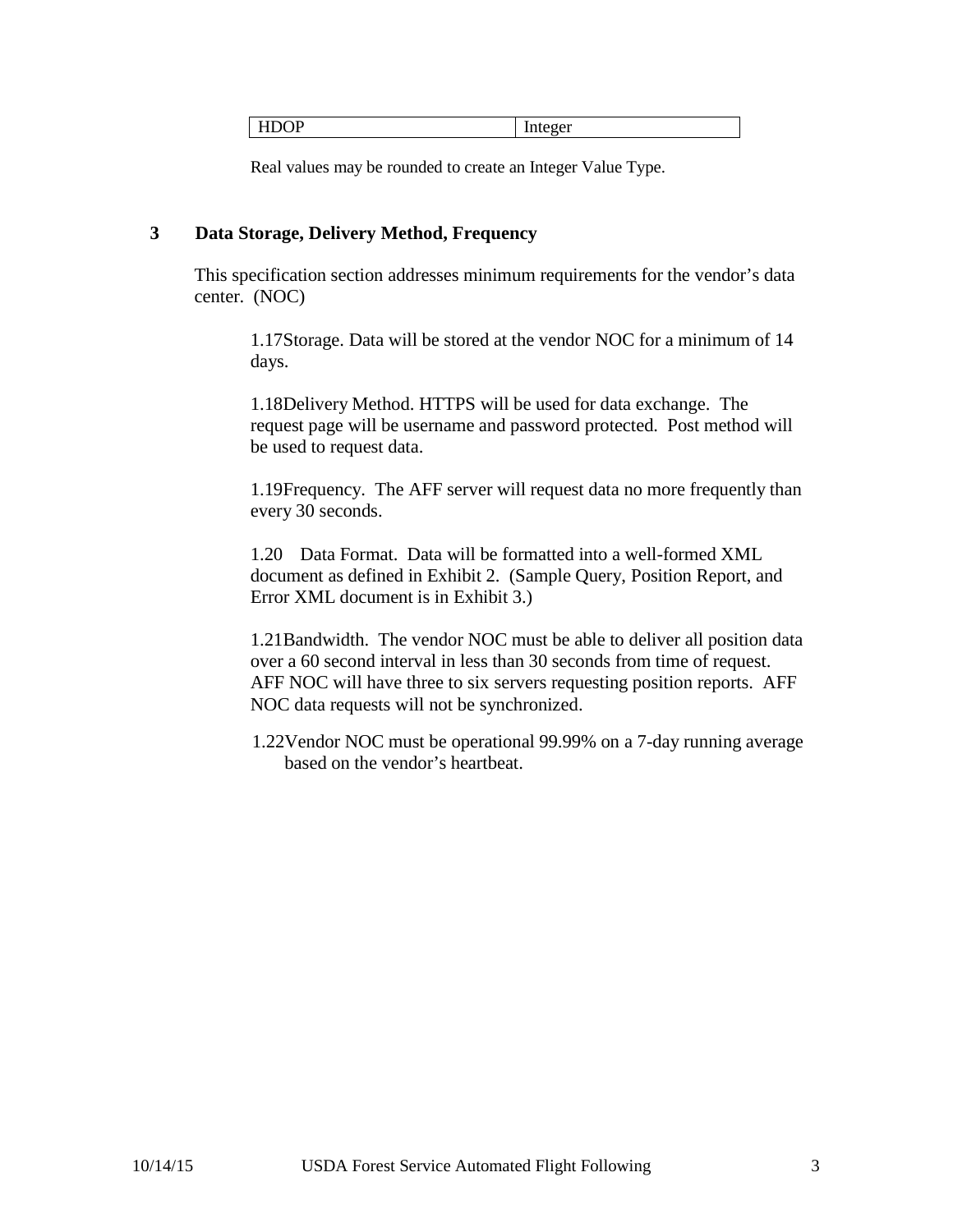| HDOP | Integer |
| --- | --- |

Real values may be rounded to create an Integer Value Type.

## 3 Data Storage, Delivery Method, Frequency

This specification section addresses minimum requirements for the vendor's data center. (NOC)

1.17Storage. Data will be stored at the vendor NOC for a minimum of 14 days.

1.18Delivery Method. HTTPS will be used for data exchange. The request page will be username and password protected. Post method will be used to request data.

1.19Frequency. The AFF server will request data no more frequently than every 30 seconds.

1.20 Data Format. Data will be formatted into a well-formed XML document as defined in Exhibit 2. (Sample Query, Position Report, and Error XML document is in Exhibit 3.)

1.21Bandwidth. The vendor NOC must be able to deliver all position data over a 60 second interval in less than 30 seconds from time of request. AFF NOC will have three to six servers requesting position reports. AFF NOC data requests will not be synchronized.

1.22Vendor NOC must be operational 99.99% on a 7-day running average based on the vendor's heartbeat.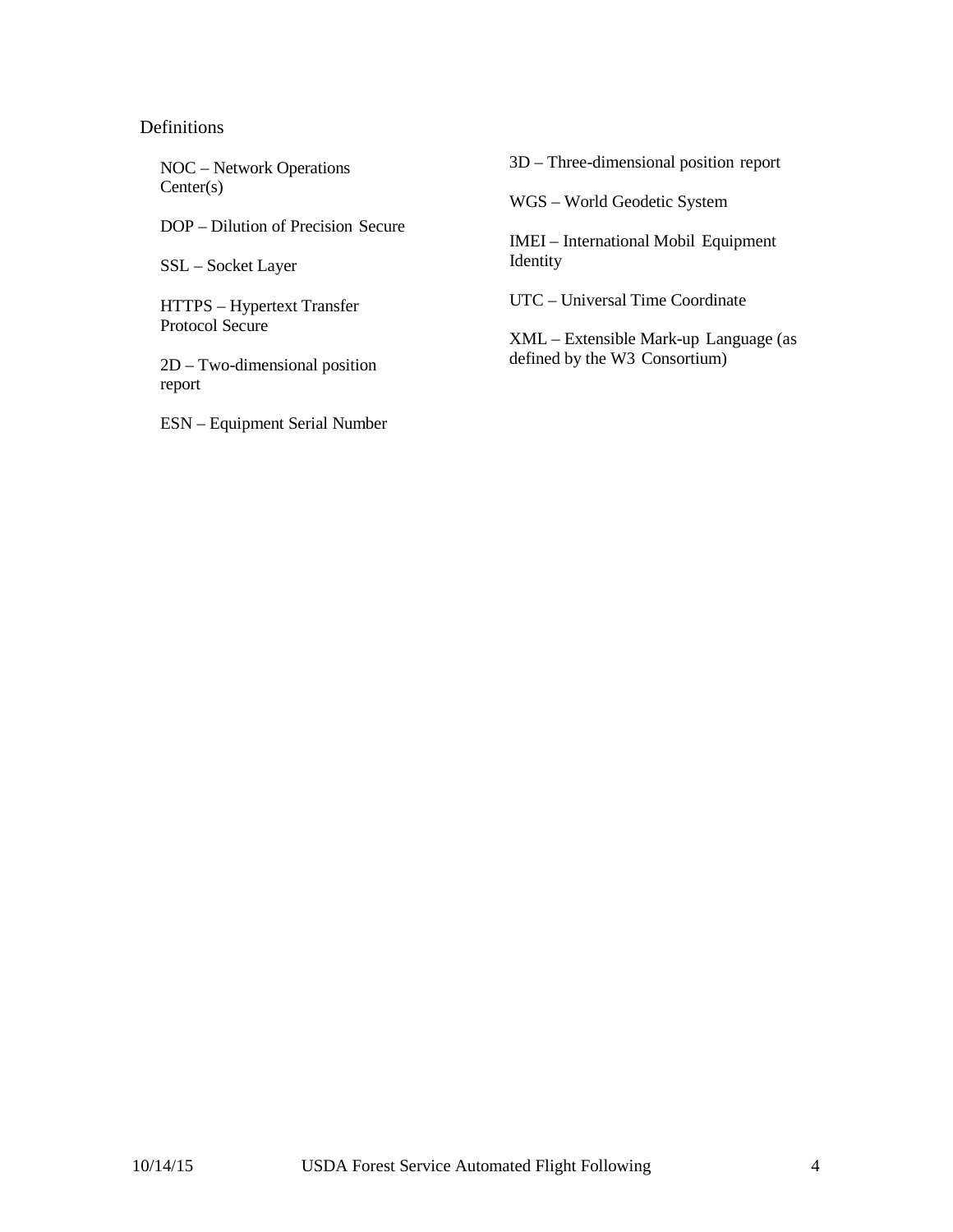## Definitions

NOC – Network Operations Center(s)

DOP – Dilution of Precision Secure

SSL – Socket Layer

HTTPS – Hypertext Transfer Protocol Secure

2D – Two-dimensional position report

ESN – Equipment Serial Number

3D – Three-dimensional position report

WGS – World Geodetic System

IMEI – International Mobil Equipment Identity

UTC – Universal Time Coordinate

XML – Extensible Mark-up Language (as defined by the W3 Consortium)